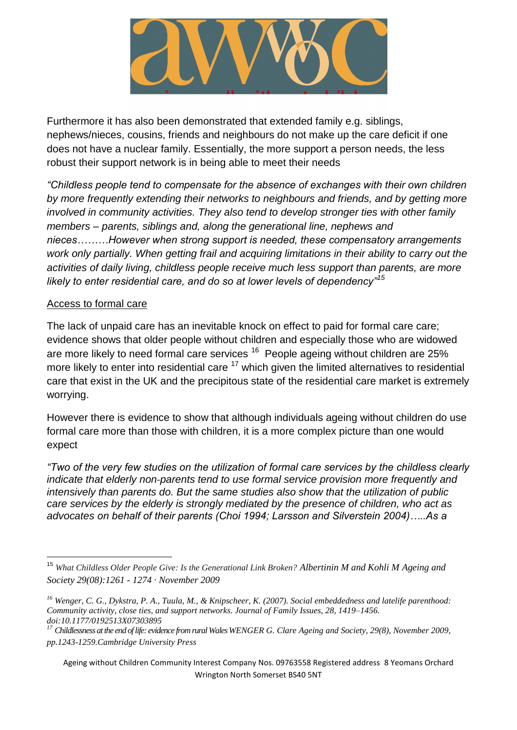Furthermore it has also been demonstrated that extended family e.g. siblings, nephews/nieces, cousins, friends and neighbours do not make up the care deficit if one does not have a nuclear family. Essentially, the more support a person needs, the less robust their support network is in being able to meet their needs

*"Childless people tend to compensate for the absence of exchanges with their own children by more frequently extending their networks to neighbours and friends, and by getting more involved in community activities. They also tend to develop stronger ties with other family members – parents, siblings and, along the generational line, nephews and nieces………However when strong support is needed, these compensatory arrangements work only partially. When getting frail and acquiring limitations in their ability to carry out the activities of daily living, childless people receive much less support than parents, are more likely to enter residential care, and do so at lower levels of dependency"*[15]

<u>Access to formal care</u>

The lack of unpaid care has an inevitable knock on effect to paid for formal care care; evidence shows that older people without children and especially those who are widowed are more likely to need formal care services [16] People ageing without children are 25% more likely to enter into residential care [17] which given the limited alternatives to residential care that exist in the UK and the precipitous state of the residential care market is extremely worrying.

However there is evidence to show that although individuals ageing without children do use formal care more than those with children, it is a more complex picture than one would expect

*"Two of the very few studies on the utilization of formal care services by the childless clearly indicate that elderly non-parents tend to use formal service provision more frequently and intensively than parents do. But the same studies also show that the utilization of public care services by the elderly is strongly mediated by the presence of children, who act as advocates on behalf of their parents (Choi 1994; Larsson and Silverstein 2004)…..As a*

---

[15] *What Childless Older People Give: Is the Generational Link Broken?* *Albertinin M and Kohli M Ageing and Society 29(08):1261 - 1274 · November 2009*

[16] *Wenger, C. G., Dykstra, P. A., Tuula, M., & Knipscheer, K. (2007). Social embeddedness and latelife parenthood: Community activity, close ties, and support networks. Journal of Family Issues, 28, 1419–1456. doi:10.1177/0192513X07303895*

[17] *Childlessness at the end of life: evidence from rural Wales WENGER G. Clare Ageing and Society, 29(8), November 2009, pp.1243-1259.Cambridge University Press*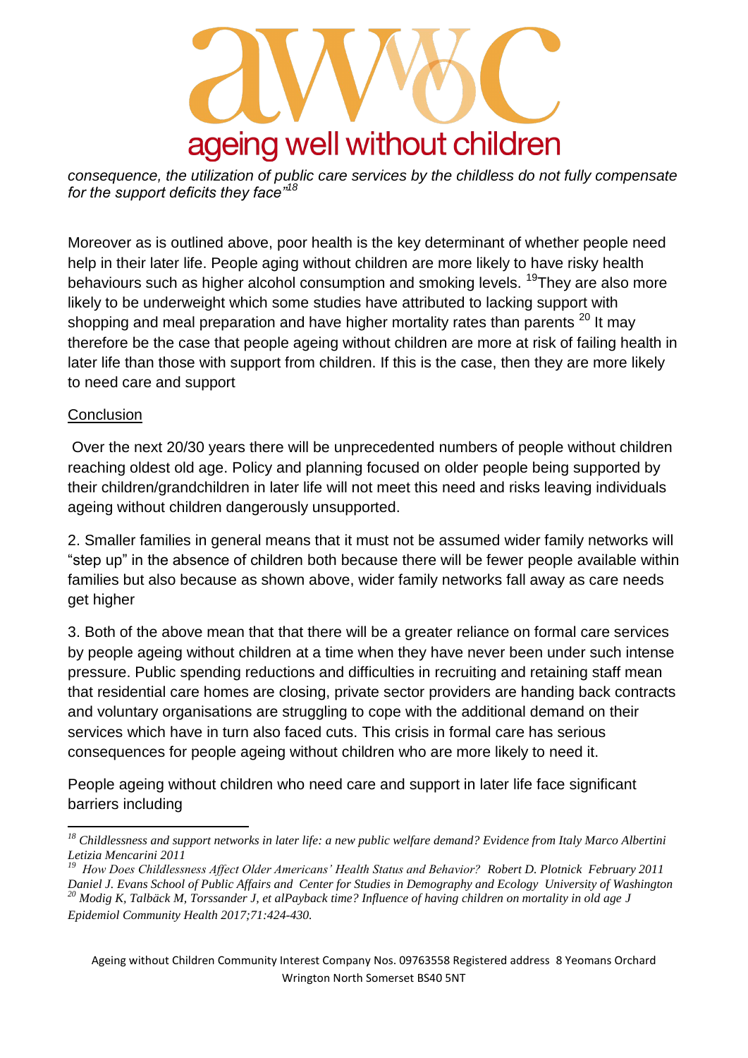*consequence, the utilization of public care services by the childless do not fully compensate for the support deficits they face"*[18]

Moreover as is outlined above, poor health is the key determinant of whether people need help in their later life. People aging without children are more likely to have risky health behaviours such as higher alcohol consumption and smoking levels. [19]They are also more likely to be underweight which some studies have attributed to lacking support with shopping and meal preparation and have higher mortality rates than parents [20] It may therefore be the case that people ageing without children are more at risk of failing health in later life than those with support from children. If this is the case, then they are more likely to need care and support

## Conclusion

Over the next 20/30 years there will be unprecedented numbers of people without children reaching oldest old age. Policy and planning focused on older people being supported by their children/grandchildren in later life will not meet this need and risks leaving individuals ageing without children dangerously unsupported.

2. Smaller families in general means that it must not be assumed wider family networks will "step up" in the absence of children both because there will be fewer people available within families but also because as shown above, wider family networks fall away as care needs get higher

3. Both of the above mean that that there will be a greater reliance on formal care services by people ageing without children at a time when they have never been under such intense pressure. Public spending reductions and difficulties in recruiting and retaining staff mean that residential care homes are closing, private sector providers are handing back contracts and voluntary organisations are struggling to cope with the additional demand on their services which have in turn also faced cuts. This crisis in formal care has serious consequences for people ageing without children who are more likely to need it.

People ageing without children who need care and support in later life face significant barriers including

---

[18] *Childlessness and support networks in later life: a new public welfare demand? Evidence from Italy Marco Albertini Letizia Mencarini 2011*

[19] *How Does Childlessness Affect Older Americans' Health Status and Behavior? Robert D. Plotnick February 2011 Daniel J. Evans School of Public Affairs and Center for Studies in Demography and Ecology University of Washington*

[20] *Modig K, Talbäck M, Torssander J, et alPayback time? Influence of having children on mortality in old age J Epidemiol Community Health 2017;71:424-430.*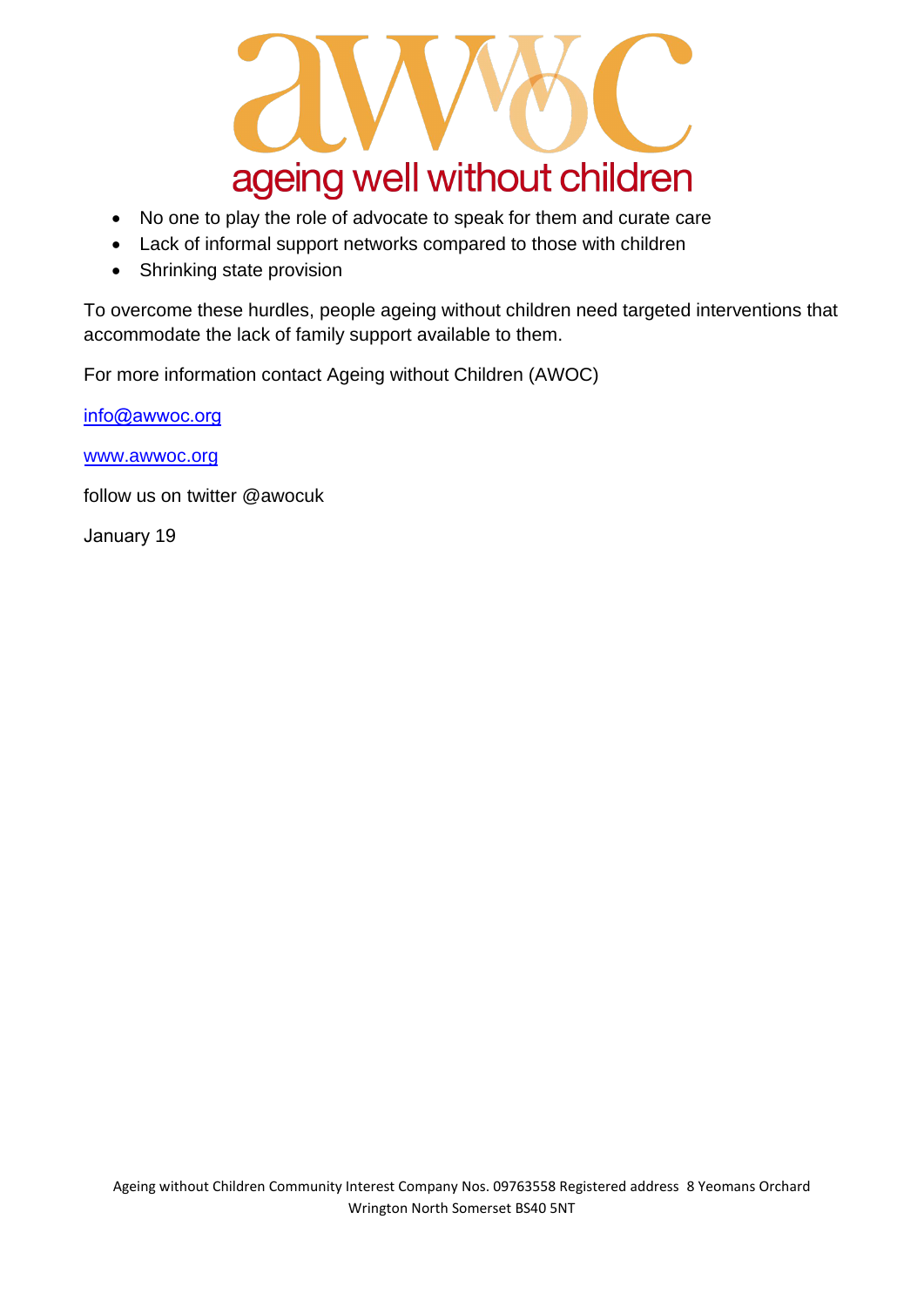- No one to play the role of advocate to speak for them and curate care
- Lack of informal support networks compared to those with children
- Shrinking state provision

To overcome these hurdles, people ageing without children need targeted interventions that accommodate the lack of family support available to them.

For more information contact Ageing without Children (AWOC)

info@awwoc.org

www.awwoc.org

follow us on twitter @awocuk

January 19